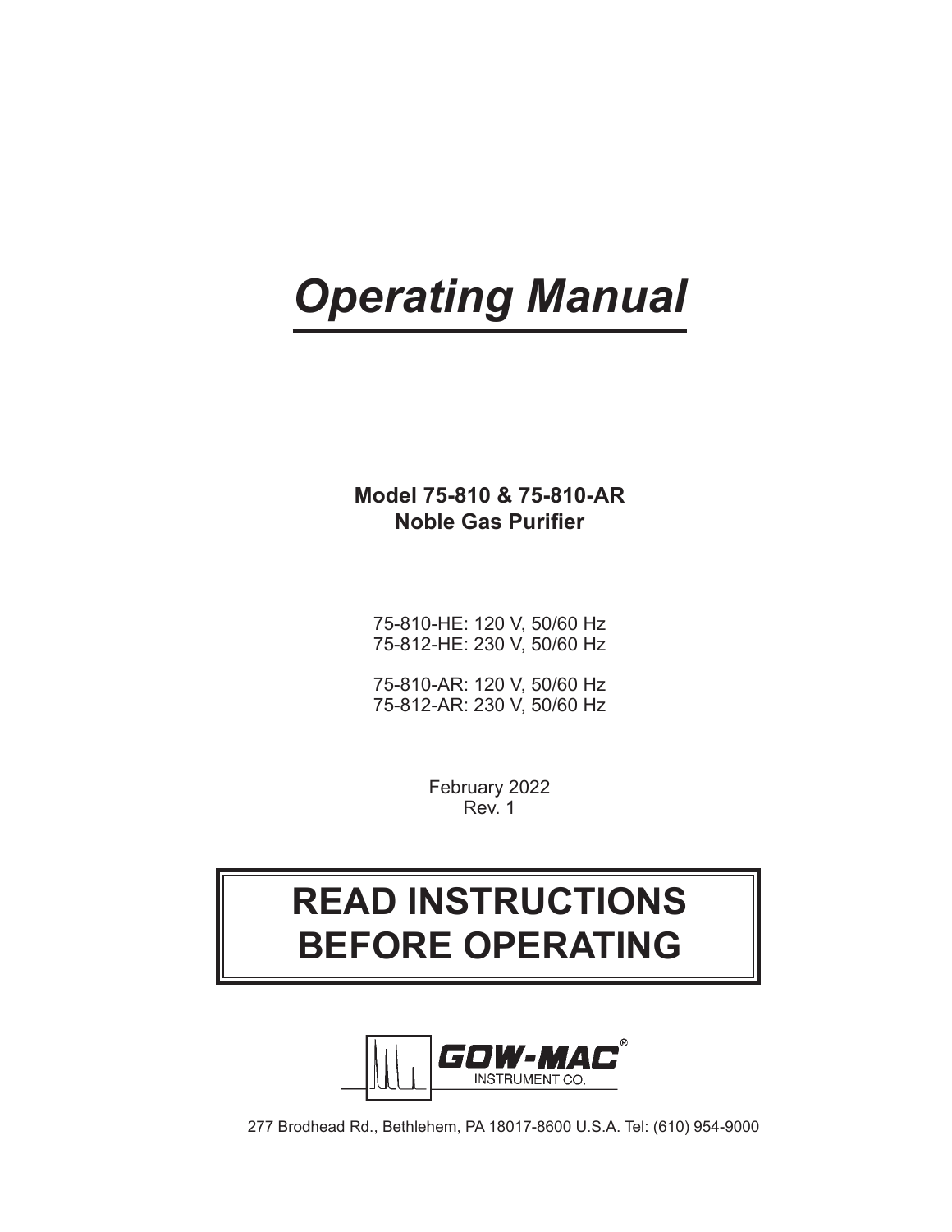# *Operating Manual*

**Model 75-810 & 75-810-AR**
**Noble Gas Purifier**

75-810-HE: 120 V, 50/60 Hz
75-812-HE: 230 V, 50/60 Hz

75-810-AR: 120 V, 50/60 Hz
75-812-AR: 230 V, 50/60 Hz

February 2022
Rev. 1

**READ INSTRUCTIONS BEFORE OPERATING**

GOW-MAC® INSTRUMENT CO.

277 Brodhead Rd., Bethlehem, PA 18017-8600 U.S.A. Tel: (610) 954-9000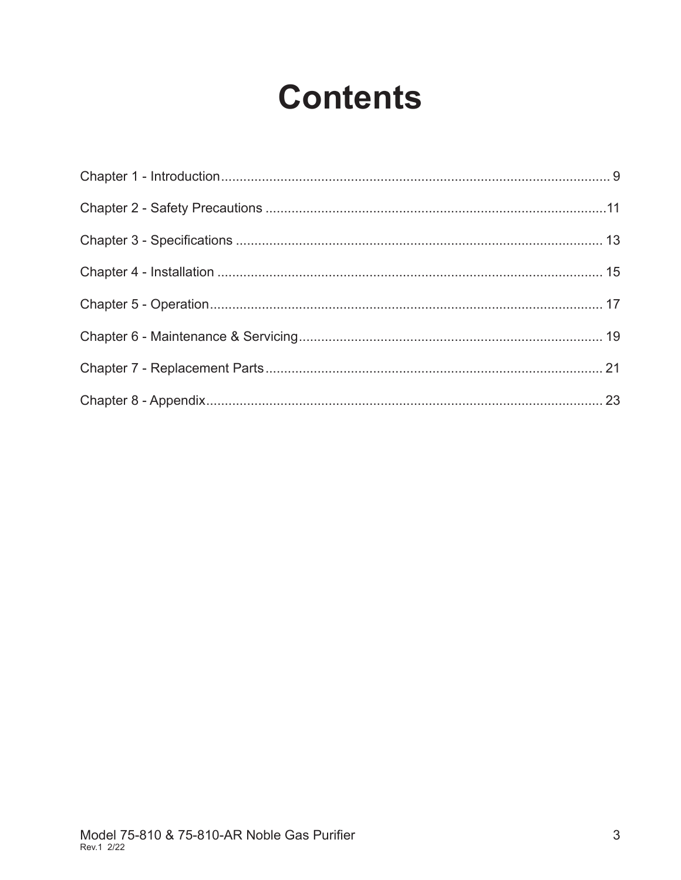# Contents

Chapter 1 - Introduction........................................................................................................ 9

Chapter 2 - Safety Precautions ...........................................................................................11

Chapter 3 - Specifications .................................................................................................. 13

Chapter 4 - Installation ....................................................................................................... 15

Chapter 5 - Operation......................................................................................................... 17

Chapter 6 - Maintenance & Servicing................................................................................. 19

Chapter 7 - Replacement Parts.......................................................................................... 21

Chapter 8 - Appendix.......................................................................................................... 23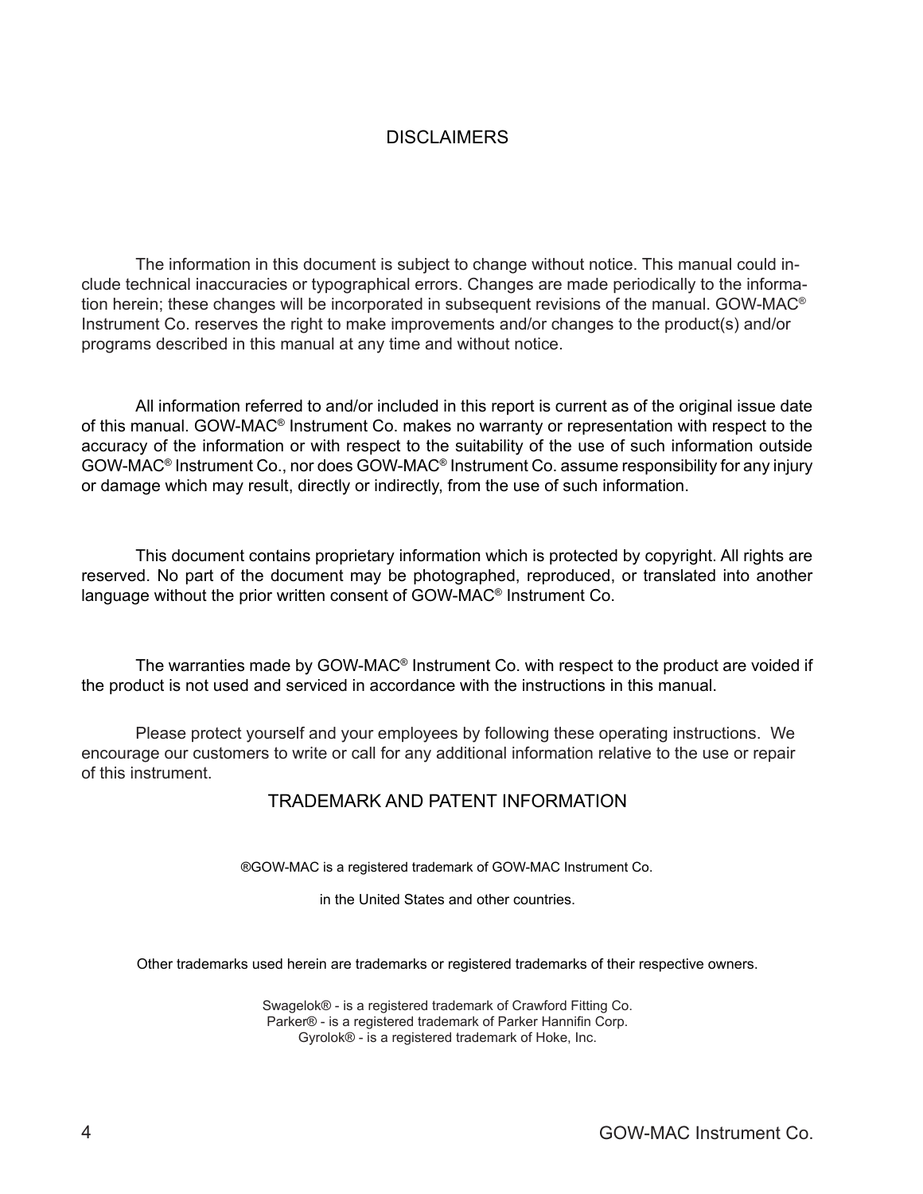## DISCLAIMERS

The information in this document is subject to change without notice. This manual could include technical inaccuracies or typographical errors. Changes are made periodically to the information herein; these changes will be incorporated in subsequent revisions of the manual. GOW-MAC® Instrument Co. reserves the right to make improvements and/or changes to the product(s) and/or programs described in this manual at any time and without notice.

All information referred to and/or included in this report is current as of the original issue date of this manual. GOW-MAC® Instrument Co. makes no warranty or representation with respect to the accuracy of the information or with respect to the suitability of the use of such information outside GOW-MAC® Instrument Co., nor does GOW-MAC® Instrument Co. assume responsibility for any injury or damage which may result, directly or indirectly, from the use of such information.

This document contains proprietary information which is protected by copyright. All rights are reserved. No part of the document may be photographed, reproduced, or translated into another language without the prior written consent of GOW-MAC® Instrument Co.

The warranties made by GOW-MAC® Instrument Co. with respect to the product are voided if the product is not used and serviced in accordance with the instructions in this manual.

Please protect yourself and your employees by following these operating instructions. We encourage our customers to write or call for any additional information relative to the use or repair of this instrument.

## TRADEMARK AND PATENT INFORMATION

®GOW-MAC is a registered trademark of GOW-MAC Instrument Co.

in the United States and other countries.

Other trademarks used herein are trademarks or registered trademarks of their respective owners.

Swagelok® - is a registered trademark of Crawford Fitting Co.
Parker® - is a registered trademark of Parker Hannifin Corp.
Gyrolok® - is a registered trademark of Hoke, Inc.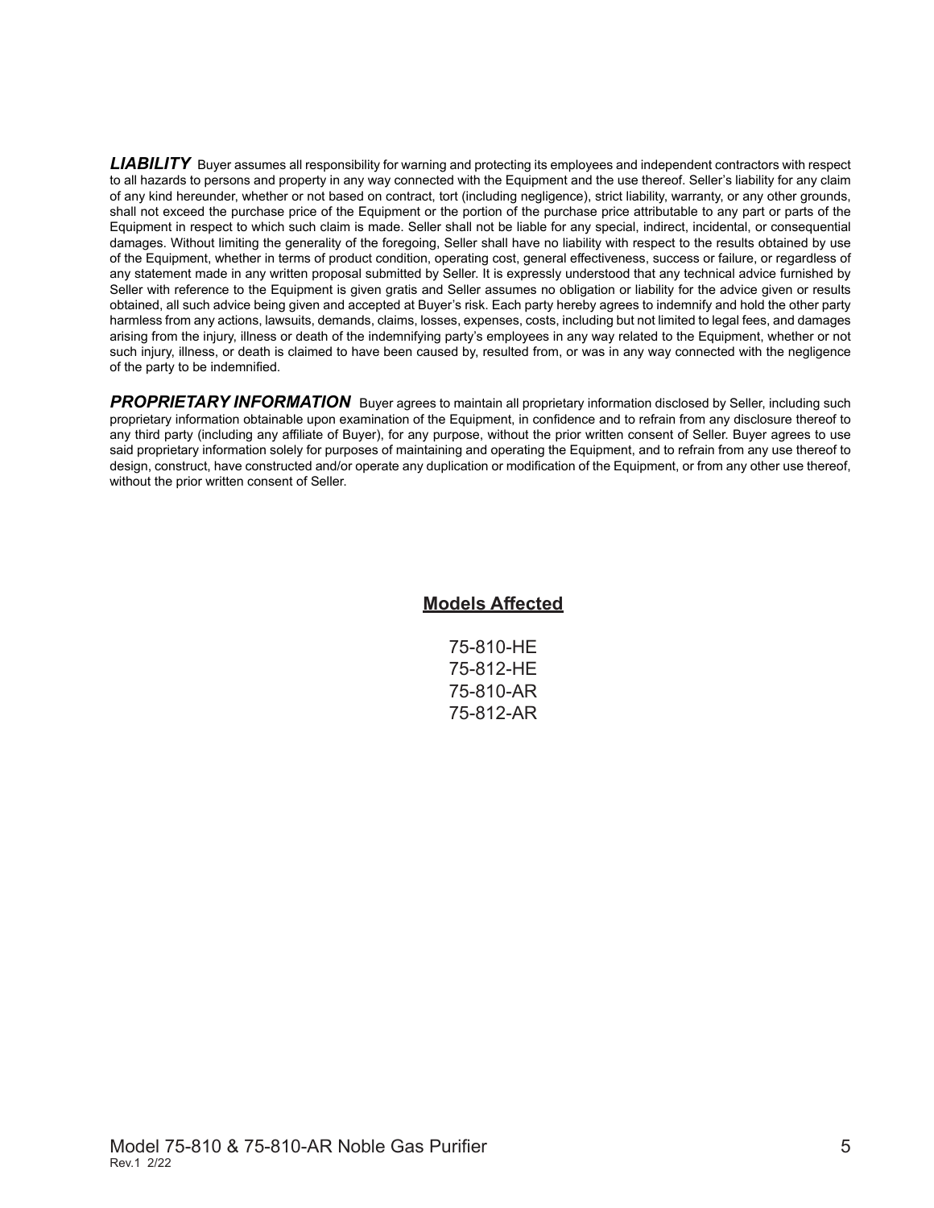***LIABILITY*** Buyer assumes all responsibility for warning and protecting its employees and independent contractors with respect to all hazards to persons and property in any way connected with the Equipment and the use thereof. Seller's liability for any claim of any kind hereunder, whether or not based on contract, tort (including negligence), strict liability, warranty, or any other grounds, shall not exceed the purchase price of the Equipment or the portion of the purchase price attributable to any part or parts of the Equipment in respect to which such claim is made. Seller shall not be liable for any special, indirect, incidental, or consequential damages. Without limiting the generality of the foregoing, Seller shall have no liability with respect to the results obtained by use of the Equipment, whether in terms of product condition, operating cost, general effectiveness, success or failure, or regardless of any statement made in any written proposal submitted by Seller. It is expressly understood that any technical advice furnished by Seller with reference to the Equipment is given gratis and Seller assumes no obligation or liability for the advice given or results obtained, all such advice being given and accepted at Buyer's risk. Each party hereby agrees to indemnify and hold the other party harmless from any actions, lawsuits, demands, claims, losses, expenses, costs, including but not limited to legal fees, and damages arising from the injury, illness or death of the indemnifying party's employees in any way related to the Equipment, whether or not such injury, illness, or death is claimed to have been caused by, resulted from, or was in any way connected with the negligence of the party to be indemnified.

***PROPRIETARY INFORMATION*** Buyer agrees to maintain all proprietary information disclosed by Seller, including such proprietary information obtainable upon examination of the Equipment, in confidence and to refrain from any disclosure thereof to any third party (including any affiliate of Buyer), for any purpose, without the prior written consent of Seller. Buyer agrees to use said proprietary information solely for purposes of maintaining and operating the Equipment, and to refrain from any use thereof to design, construct, have constructed and/or operate any duplication or modification of the Equipment, or from any other use thereof, without the prior written consent of Seller.

**Models Affected**

75-810-HE
75-812-HE
75-810-AR
75-812-AR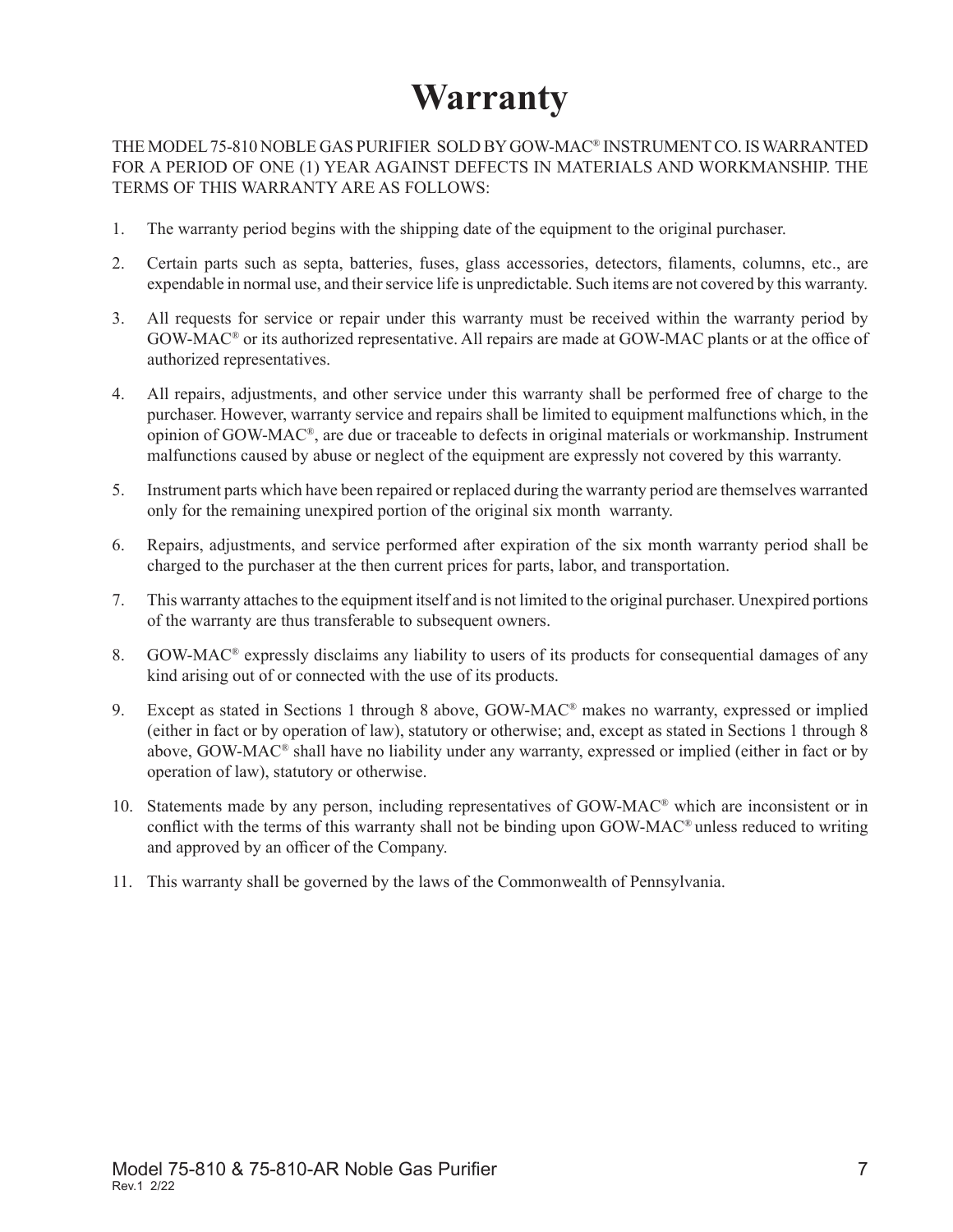# Warranty

THE MODEL 75-810 NOBLE GAS PURIFIER SOLD BY GOW-MAC® INSTRUMENT CO. IS WARRANTED FOR A PERIOD OF ONE (1) YEAR AGAINST DEFECTS IN MATERIALS AND WORKMANSHIP. THE TERMS OF THIS WARRANTY ARE AS FOLLOWS:

1. The warranty period begins with the shipping date of the equipment to the original purchaser.
2. Certain parts such as septa, batteries, fuses, glass accessories, detectors, filaments, columns, etc., are expendable in normal use, and their service life is unpredictable. Such items are not covered by this warranty.
3. All requests for service or repair under this warranty must be received within the warranty period by GOW-MAC® or its authorized representative. All repairs are made at GOW-MAC plants or at the office of authorized representatives.
4. All repairs, adjustments, and other service under this warranty shall be performed free of charge to the purchaser. However, warranty service and repairs shall be limited to equipment malfunctions which, in the opinion of GOW-MAC®, are due or traceable to defects in original materials or workmanship. Instrument malfunctions caused by abuse or neglect of the equipment are expressly not covered by this warranty.
5. Instrument parts which have been repaired or replaced during the warranty period are themselves warranted only for the remaining unexpired portion of the original six month warranty.
6. Repairs, adjustments, and service performed after expiration of the six month warranty period shall be charged to the purchaser at the then current prices for parts, labor, and transportation.
7. This warranty attaches to the equipment itself and is not limited to the original purchaser. Unexpired portions of the warranty are thus transferable to subsequent owners.
8. GOW-MAC® expressly disclaims any liability to users of its products for consequential damages of any kind arising out of or connected with the use of its products.
9. Except as stated in Sections 1 through 8 above, GOW-MAC® makes no warranty, expressed or implied (either in fact or by operation of law), statutory or otherwise; and, except as stated in Sections 1 through 8 above, GOW-MAC® shall have no liability under any warranty, expressed or implied (either in fact or by operation of law), statutory or otherwise.
10. Statements made by any person, including representatives of GOW-MAC® which are inconsistent or in conflict with the terms of this warranty shall not be binding upon GOW-MAC® unless reduced to writing and approved by an officer of the Company.
11. This warranty shall be governed by the laws of the Commonwealth of Pennsylvania.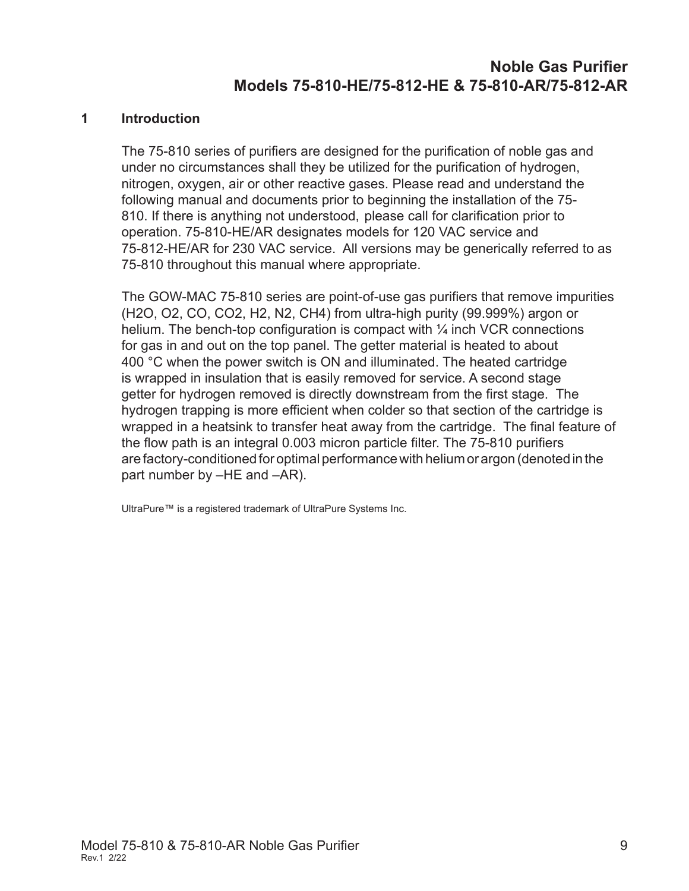# Noble Gas Purifier
# Models 75-810-HE/75-812-HE & 75-810-AR/75-812-AR

## 1 Introduction

The 75-810 series of purifiers are designed for the purification of noble gas and under no circumstances shall they be utilized for the purification of hydrogen, nitrogen, oxygen, air or other reactive gases. Please read and understand the following manual and documents prior to beginning the installation of the 75-810. If there is anything not understood, please call for clarification prior to operation. 75-810-HE/AR designates models for 120 VAC service and 75-812-HE/AR for 230 VAC service. All versions may be generically referred to as 75-810 throughout this manual where appropriate.

The GOW-MAC 75-810 series are point-of-use gas purifiers that remove impurities ($H_2O$, $O_2$, CO, $CO_2$, $H_2$, $N_2$, $CH_4$) from ultra-high purity (99.999%) argon or helium. The bench-top configuration is compact with ¼ inch VCR connections for gas in and out on the top panel. The getter material is heated to about 400 °C when the power switch is ON and illuminated. The heated cartridge is wrapped in insulation that is easily removed for service. A second stage getter for hydrogen removed is directly downstream from the first stage. The hydrogen trapping is more efficient when colder so that section of the cartridge is wrapped in a heatsink to transfer heat away from the cartridge. The final feature of the flow path is an integral 0.003 micron particle filter. The 75-810 purifiers are factory-conditioned for optimal performance with helium or argon (denoted in the part number by –HE and –AR).

UltraPure™ is a registered trademark of UltraPure Systems Inc.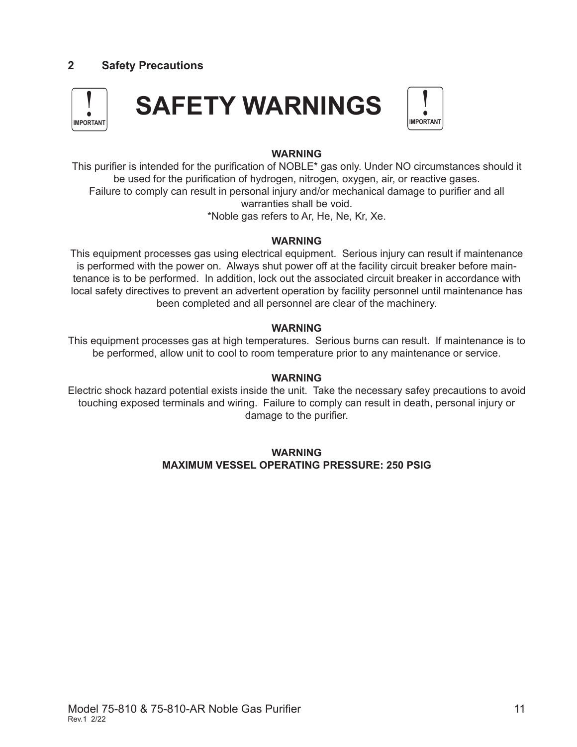## 2 Safety Precautions

# SAFETY WARNINGS

**WARNING**

This purifier is intended for the purification of NOBLE* gas only. Under NO circumstances should it be used for the purification of hydrogen, nitrogen, oxygen, air, or reactive gases. Failure to comply can result in personal injury and/or mechanical damage to purifier and all warranties shall be void.

*Noble gas refers to Ar, He, Ne, Kr, Xe.

**WARNING**

This equipment processes gas using electrical equipment. Serious injury can result if maintenance is performed with the power on. Always shut power off at the facility circuit breaker before maintenance is to be performed. In addition, lock out the associated circuit breaker in accordance with local safety directives to prevent an advertent operation by facility personnel until maintenance has been completed and all personnel are clear of the machinery.

**WARNING**

This equipment processes gas at high temperatures. Serious burns can result. If maintenance is to be performed, allow unit to cool to room temperature prior to any maintenance or service.

**WARNING**

Electric shock hazard potential exists inside the unit. Take the necessary safey precautions to avoid touching exposed terminals and wiring. Failure to comply can result in death, personal injury or damage to the purifier.

**WARNING**
**MAXIMUM VESSEL OPERATING PRESSURE: 250 PSIG**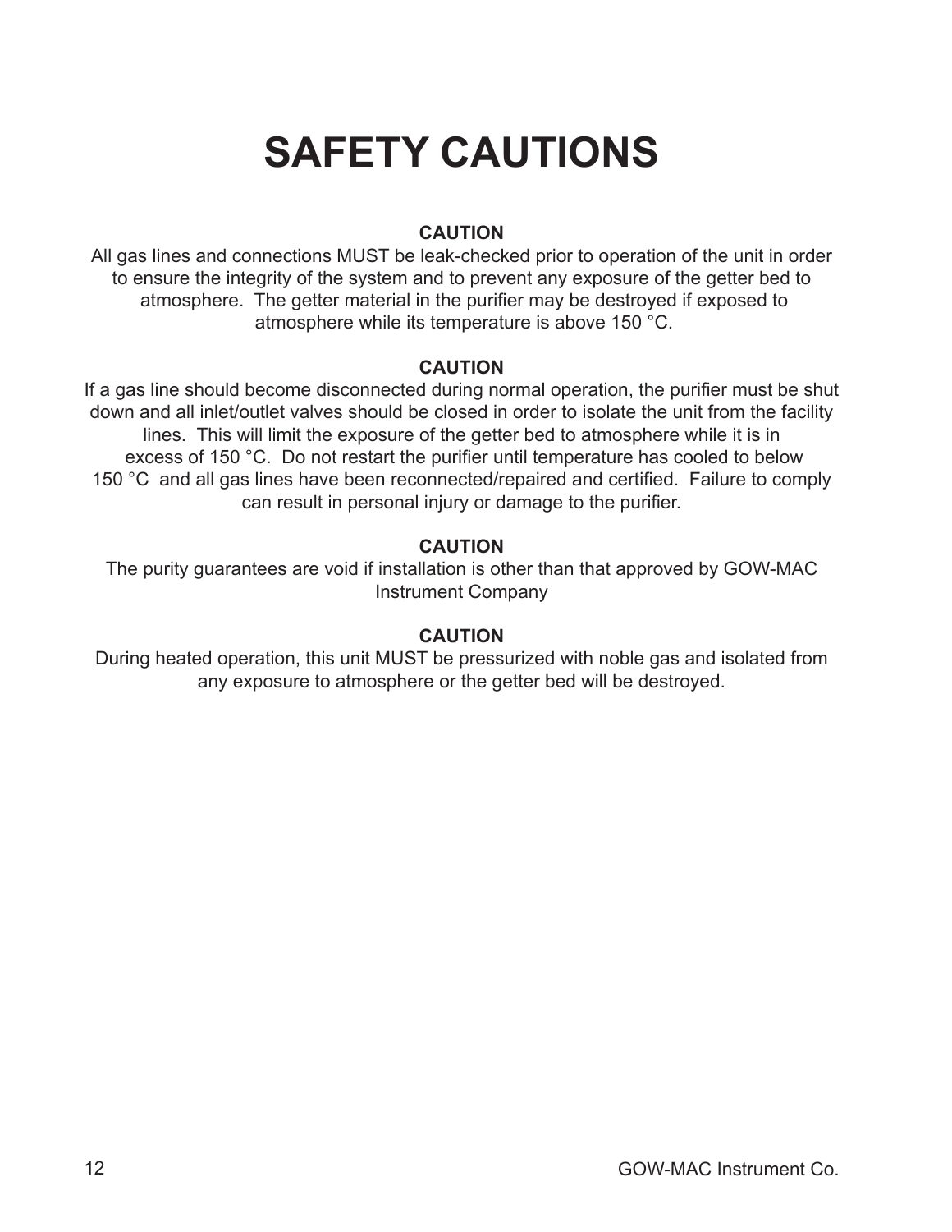# SAFETY CAUTIONS

**CAUTION**

All gas lines and connections MUST be leak-checked prior to operation of the unit in order to ensure the integrity of the system and to prevent any exposure of the getter bed to atmosphere. The getter material in the purifier may be destroyed if exposed to atmosphere while its temperature is above 150 °C.

**CAUTION**

If a gas line should become disconnected during normal operation, the purifier must be shut down and all inlet/outlet valves should be closed in order to isolate the unit from the facility lines. This will limit the exposure of the getter bed to atmosphere while it is in excess of 150 °C. Do not restart the purifier until temperature has cooled to below 150 °C and all gas lines have been reconnected/repaired and certified. Failure to comply can result in personal injury or damage to the purifier.

**CAUTION**

The purity guarantees are void if installation is other than that approved by GOW-MAC Instrument Company

**CAUTION**

During heated operation, this unit MUST be pressurized with noble gas and isolated from any exposure to atmosphere or the getter bed will be destroyed.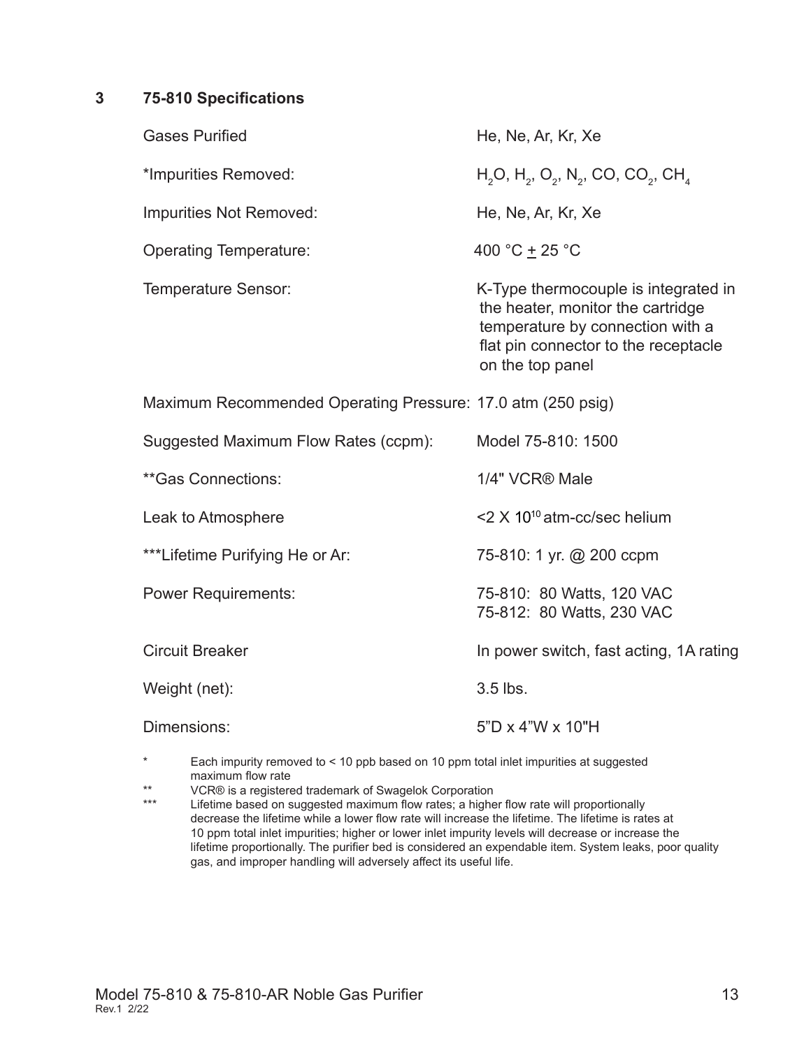## 3 75-810 Specifications

| | |
|---|---|
| Gases Purified | He, Ne, Ar, Kr, Xe |
| *Impurities Removed: | $H_2O$, $H_2$, $O_2$, $N_2$, CO, $CO_2$, $CH_4$ |
| Impurities Not Removed: | He, Ne, Ar, Kr, Xe |
| Operating Temperature: | 400 °C $\pm$ 25 °C |
| Temperature Sensor: | K-Type thermocouple is integrated in the heater, monitor the cartridge temperature by connection with a flat pin connector to the receptacle on the top panel |
| Maximum Recommended Operating Pressure: | 17.0 atm (250 psig) |
| Suggested Maximum Flow Rates (ccpm): | Model 75-810: 1500 |
| **Gas Connections: | 1/4" VCR® Male |
| Leak to Atmosphere | <2 X $10^{10}$ atm-cc/sec helium |
| ***Lifetime Purifying He or Ar: | 75-810: 1 yr. @ 200 ccpm |
| Power Requirements: | 75-810: 80 Watts, 120 VAC<br>75-812: 80 Watts, 230 VAC |
| Circuit Breaker | In power switch, fast acting, 1A rating |
| Weight (net): | 3.5 lbs. |
| Dimensions: | 5"D x 4"W x 10"H |

\* Each impurity removed to < 10 ppb based on 10 ppm total inlet impurities at suggested maximum flow rate

\** VCR® is a registered trademark of Swagelok Corporation

\*** Lifetime based on suggested maximum flow rates; a higher flow rate will proportionally decrease the lifetime while a lower flow rate will increase the lifetime. The lifetime is rates at 10 ppm total inlet impurities; higher or lower inlet impurity levels will decrease or increase the lifetime proportionally. The purifier bed is considered an expendable item. System leaks, poor quality gas, and improper handling will adversely affect its useful life.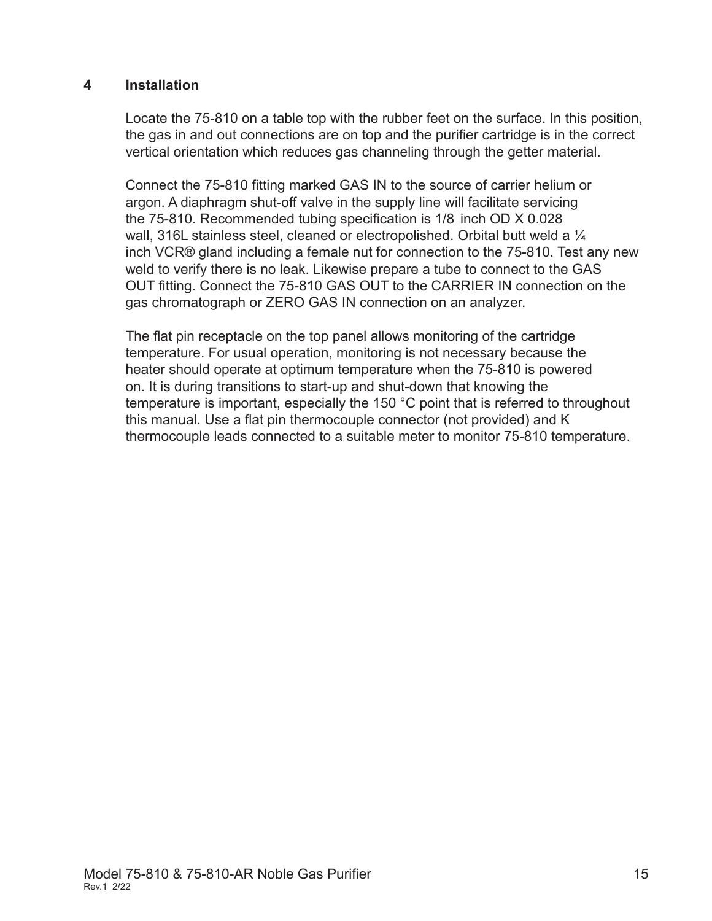# 4 Installation

Locate the 75-810 on a table top with the rubber feet on the surface. In this position, the gas in and out connections are on top and the purifier cartridge is in the correct vertical orientation which reduces gas channeling through the getter material.

Connect the 75-810 fitting marked GAS IN to the source of carrier helium or argon. A diaphragm shut-off valve in the supply line will facilitate servicing the 75-810. Recommended tubing specification is 1/8 inch OD X 0.028 wall, 316L stainless steel, cleaned or electropolished. Orbital butt weld a ¼ inch VCR® gland including a female nut for connection to the 75-810. Test any new weld to verify there is no leak. Likewise prepare a tube to connect to the GAS OUT fitting. Connect the 75-810 GAS OUT to the CARRIER IN connection on the gas chromatograph or ZERO GAS IN connection on an analyzer.

The flat pin receptacle on the top panel allows monitoring of the cartridge temperature. For usual operation, monitoring is not necessary because the heater should operate at optimum temperature when the 75-810 is powered on. It is during transitions to start-up and shut-down that knowing the temperature is important, especially the 150 °C point that is referred to throughout this manual. Use a flat pin thermocouple connector (not provided) and K thermocouple leads connected to a suitable meter to monitor 75-810 temperature.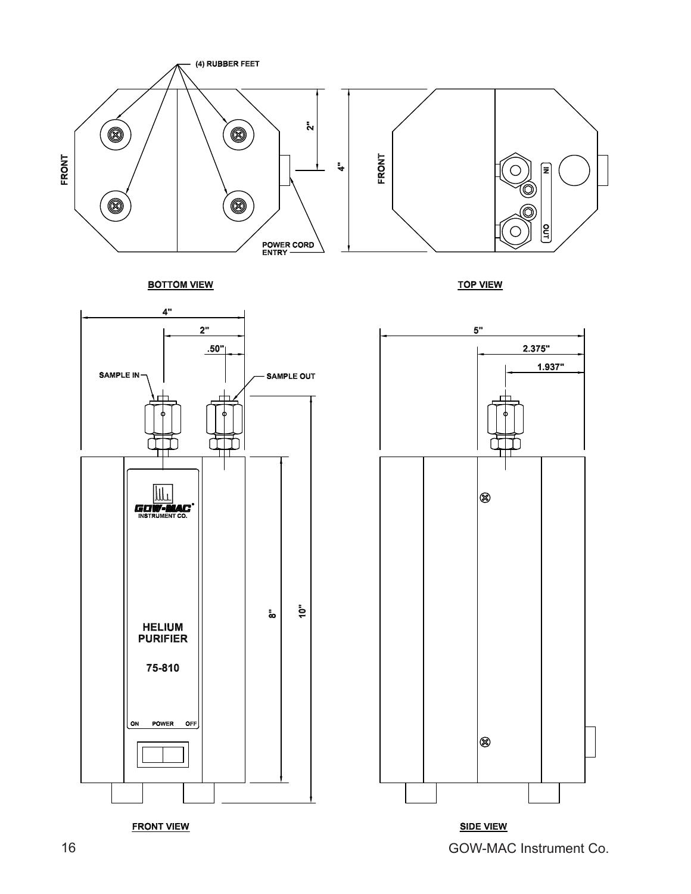(4) RUBBER FEET

FRONT

2"

4"

POWER CORD ENTRY

**BOTTOM VIEW**

FRONT

IN

OUT

**TOP VIEW**

4"

2"

.50"

SAMPLE IN

SAMPLE OUT

GOW-MAC® INSTRUMENT CO.

HELIUM PURIFIER

75-810

ON POWER OFF

8"

10"

**FRONT VIEW**

5"

2.375"

1.937"

**SIDE VIEW**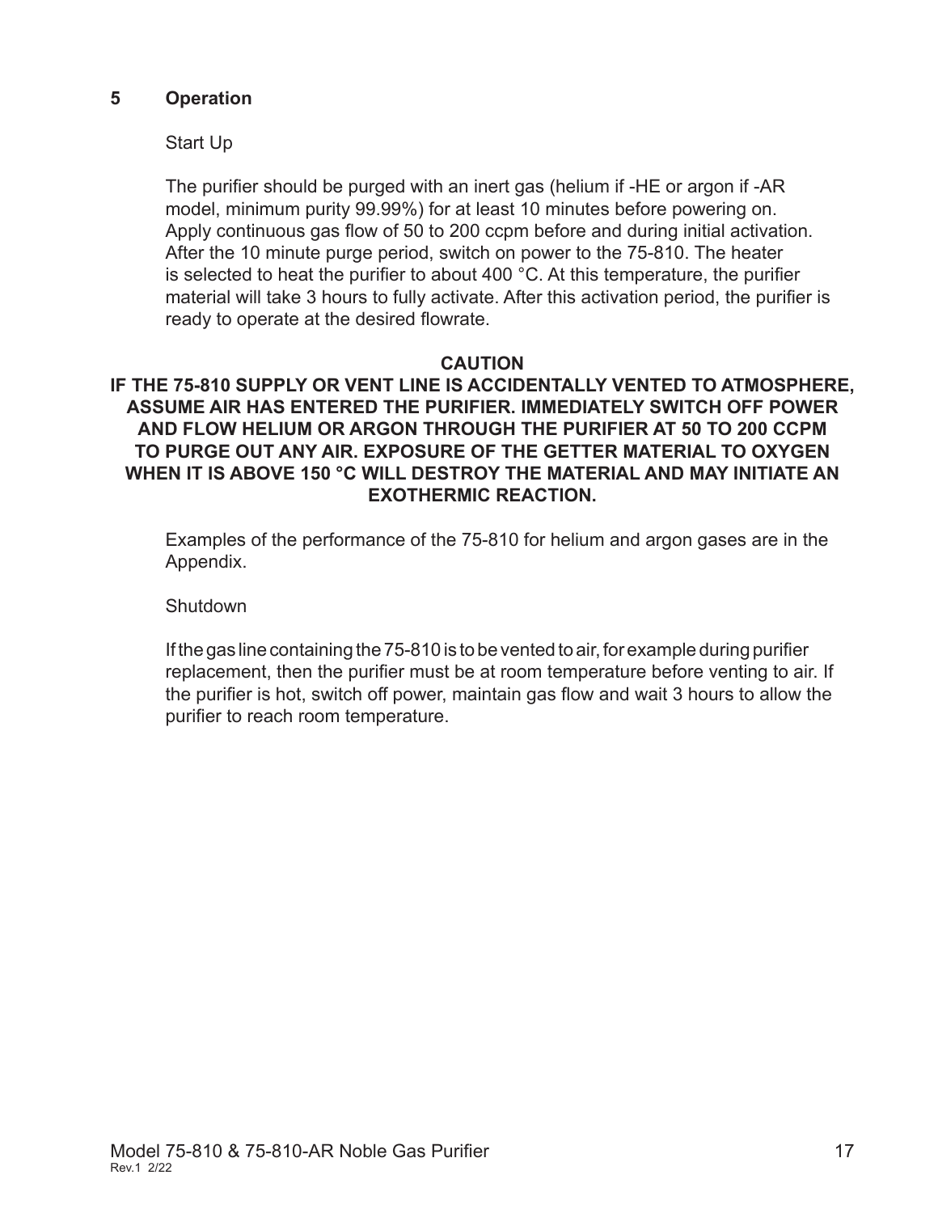## 5 Operation

Start Up

The purifier should be purged with an inert gas (helium if -HE or argon if -AR model, minimum purity 99.99%) for at least 10 minutes before powering on. Apply continuous gas flow of 50 to 200 ccpm before and during initial activation. After the 10 minute purge period, switch on power to the 75-810. The heater is selected to heat the purifier to about 400 °C. At this temperature, the purifier material will take 3 hours to fully activate. After this activation period, the purifier is ready to operate at the desired flowrate.

**CAUTION**

**IF THE 75-810 SUPPLY OR VENT LINE IS ACCIDENTALLY VENTED TO ATMOSPHERE, ASSUME AIR HAS ENTERED THE PURIFIER. IMMEDIATELY SWITCH OFF POWER AND FLOW HELIUM OR ARGON THROUGH THE PURIFIER AT 50 TO 200 CCPM TO PURGE OUT ANY AIR. EXPOSURE OF THE GETTER MATERIAL TO OXYGEN WHEN IT IS ABOVE 150 °C WILL DESTROY THE MATERIAL AND MAY INITIATE AN EXOTHERMIC REACTION.**

Examples of the performance of the 75-810 for helium and argon gases are in the Appendix.

Shutdown

If the gas line containing the 75-810 is to be vented to air, for example during purifier replacement, then the purifier must be at room temperature before venting to air. If the purifier is hot, switch off power, maintain gas flow and wait 3 hours to allow the purifier to reach room temperature.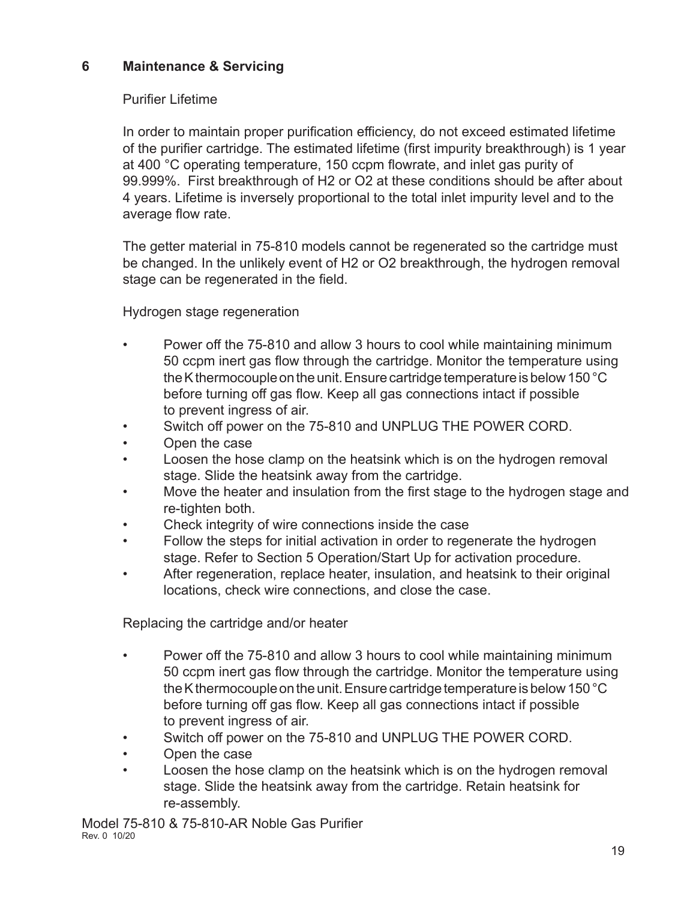## 6 Maintenance & Servicing

Purifier Lifetime

In order to maintain proper purification efficiency, do not exceed estimated lifetime of the purifier cartridge. The estimated lifetime (first impurity breakthrough) is 1 year at 400 °C operating temperature, 150 ccpm flowrate, and inlet gas purity of 99.999%. First breakthrough of $H_2$ or $O_2$ at these conditions should be after about 4 years. Lifetime is inversely proportional to the total inlet impurity level and to the average flow rate.

The getter material in 75-810 models cannot be regenerated so the cartridge must be changed. In the unlikely event of $H_2$ or $O_2$ breakthrough, the hydrogen removal stage can be regenerated in the field.

Hydrogen stage regeneration

- Power off the 75-810 and allow 3 hours to cool while maintaining minimum 50 ccpm inert gas flow through the cartridge. Monitor the temperature using the K thermocouple on the unit. Ensure cartridge temperature is below 150 °C before turning off gas flow. Keep all gas connections intact if possible to prevent ingress of air.
- Switch off power on the 75-810 and UNPLUG THE POWER CORD.
- Open the case
- Loosen the hose clamp on the heatsink which is on the hydrogen removal stage. Slide the heatsink away from the cartridge.
- Move the heater and insulation from the first stage to the hydrogen stage and re-tighten both.
- Check integrity of wire connections inside the case
- Follow the steps for initial activation in order to regenerate the hydrogen stage. Refer to Section 5 Operation/Start Up for activation procedure.
- After regeneration, replace heater, insulation, and heatsink to their original locations, check wire connections, and close the case.

Replacing the cartridge and/or heater

- Power off the 75-810 and allow 3 hours to cool while maintaining minimum 50 ccpm inert gas flow through the cartridge. Monitor the temperature using the K thermocouple on the unit. Ensure cartridge temperature is below 150 °C before turning off gas flow. Keep all gas connections intact if possible to prevent ingress of air.
- Switch off power on the 75-810 and UNPLUG THE POWER CORD.
- Open the case
- Loosen the hose clamp on the heatsink which is on the hydrogen removal stage. Slide the heatsink away from the cartridge. Retain heatsink for re-assembly.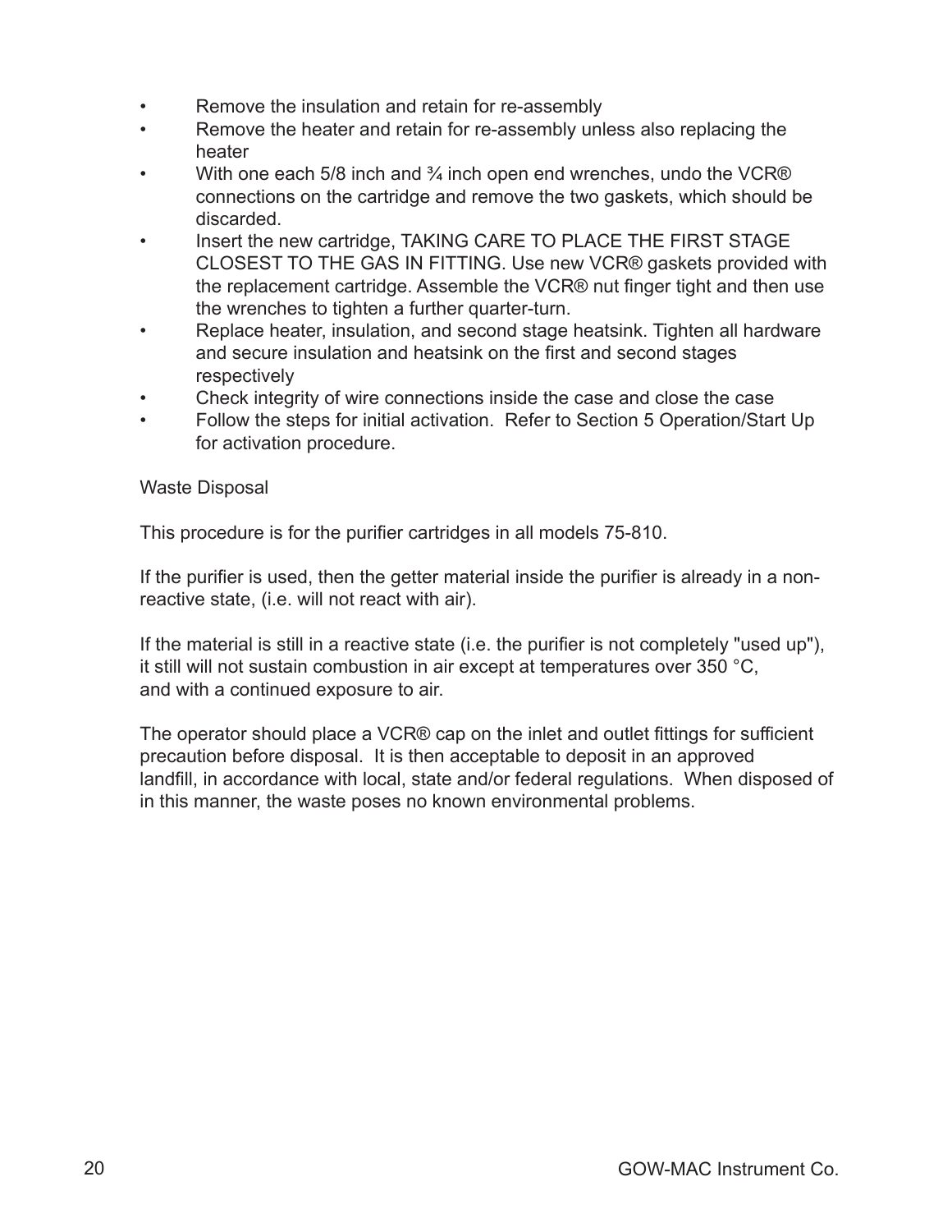- Remove the insulation and retain for re-assembly
- Remove the heater and retain for re-assembly unless also replacing the heater
- With one each 5/8 inch and ¾ inch open end wrenches, undo the VCR® connections on the cartridge and remove the two gaskets, which should be discarded.
- Insert the new cartridge, TAKING CARE TO PLACE THE FIRST STAGE CLOSEST TO THE GAS IN FITTING. Use new VCR® gaskets provided with the replacement cartridge. Assemble the VCR® nut finger tight and then use the wrenches to tighten a further quarter-turn.
- Replace heater, insulation, and second stage heatsink. Tighten all hardware and secure insulation and heatsink on the first and second stages respectively
- Check integrity of wire connections inside the case and close the case
- Follow the steps for initial activation. Refer to Section 5 Operation/Start Up for activation procedure.

Waste Disposal

This procedure is for the purifier cartridges in all models 75-810.

If the purifier is used, then the getter material inside the purifier is already in a non-reactive state, (i.e. will not react with air).

If the material is still in a reactive state (i.e. the purifier is not completely "used up"), it still will not sustain combustion in air except at temperatures over 350 °C, and with a continued exposure to air.

The operator should place a VCR® cap on the inlet and outlet fittings for sufficient precaution before disposal. It is then acceptable to deposit in an approved landfill, in accordance with local, state and/or federal regulations. When disposed of in this manner, the waste poses no known environmental problems.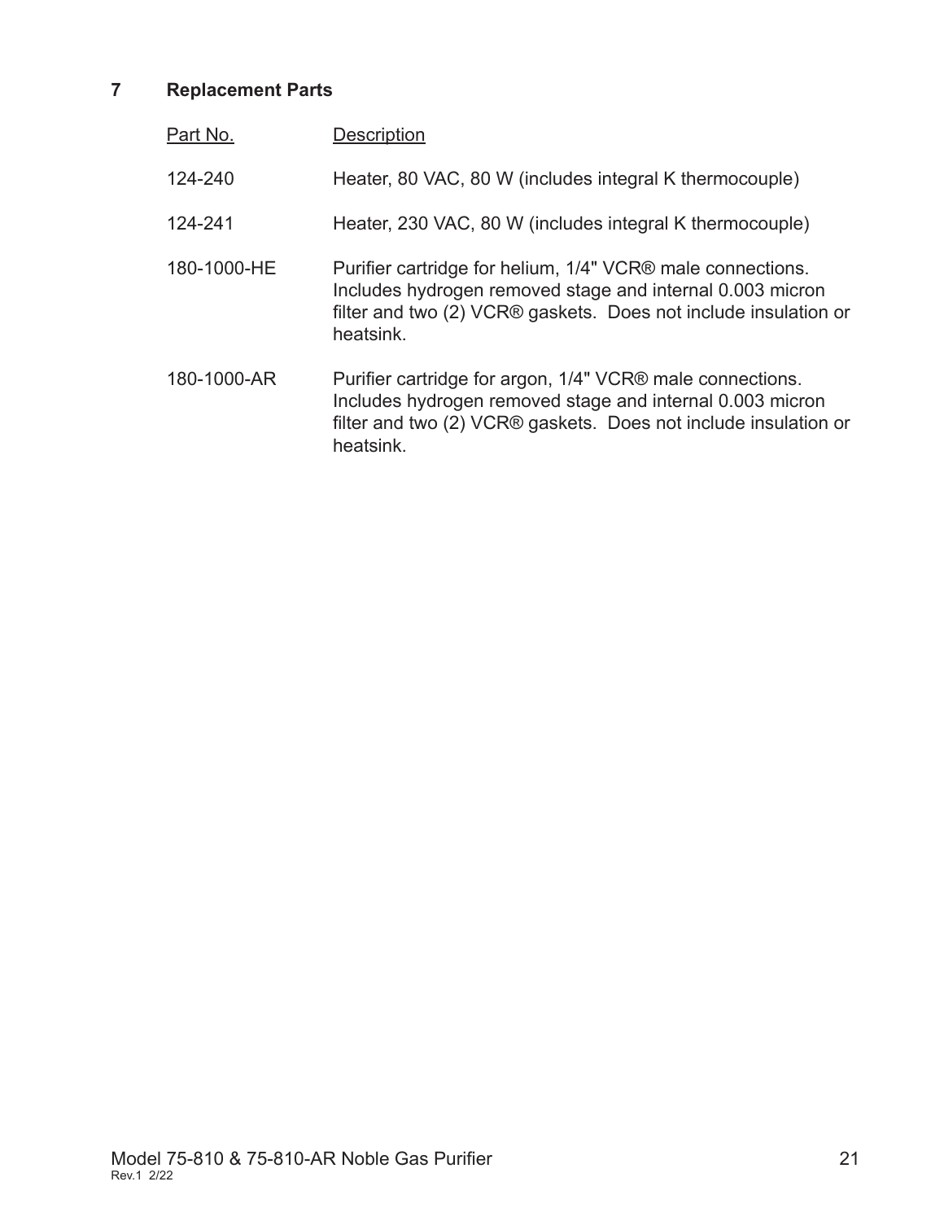## 7 Replacement Parts

| Part No. | Description |
|---|---|
| 124-240 | Heater, 80 VAC, 80 W (includes integral K thermocouple) |
| 124-241 | Heater, 230 VAC, 80 W (includes integral K thermocouple) |
| 180-1000-HE | Purifier cartridge for helium, 1/4" VCR® male connections. Includes hydrogen removed stage and internal 0.003 micron filter and two (2) VCR® gaskets. Does not include insulation or heatsink. |
| 180-1000-AR | Purifier cartridge for argon, 1/4" VCR® male connections. Includes hydrogen removed stage and internal 0.003 micron filter and two (2) VCR® gaskets. Does not include insulation or heatsink. |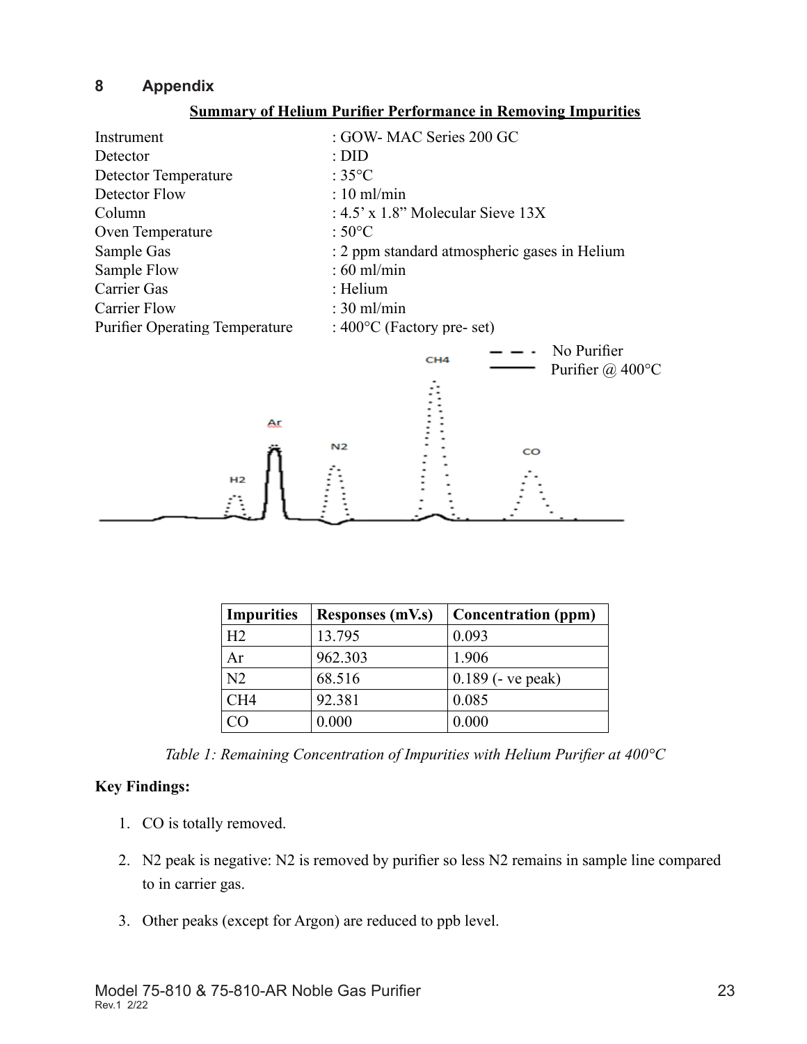# 8 Appendix

**Summary of Helium Purifier Performance in Removing Impurities**

Instrument : GOW- MAC Series 200 GC
Detector : DID
Detector Temperature : 35°C
Detector Flow : 10 ml/min
Column : 4.5' x 1.8" Molecular Sieve 13X
Oven Temperature : 50°C
Sample Gas : 2 ppm standard atmospheric gases in Helium
Sample Flow : 60 ml/min
Carrier Gas : Helium
Carrier Flow : 30 ml/min
Purifier Operating Temperature : 400°C (Factory pre- set)

| Impurities | Responses (mV.s) | Concentration (ppm) |
| --- | --- | --- |
| $H_2$ | 13.795 | 0.093 |
| Ar | 962.303 | 1.906 |
| $N_2$ | 68.516 | 0.189 (- ve peak) |
| $CH_4$ | 92.381 | 0.085 |
| CO | 0.000 | 0.000 |

*Table 1: Remaining Concentration of Impurities with Helium Purifier at 400°C*

**Key Findings:**

1. CO is totally removed.
2. $N_2$ peak is negative: $N_2$ is removed by purifier so less $N_2$ remains in sample line compared to in carrier gas.
3. Other peaks (except for Argon) are reduced to ppb level.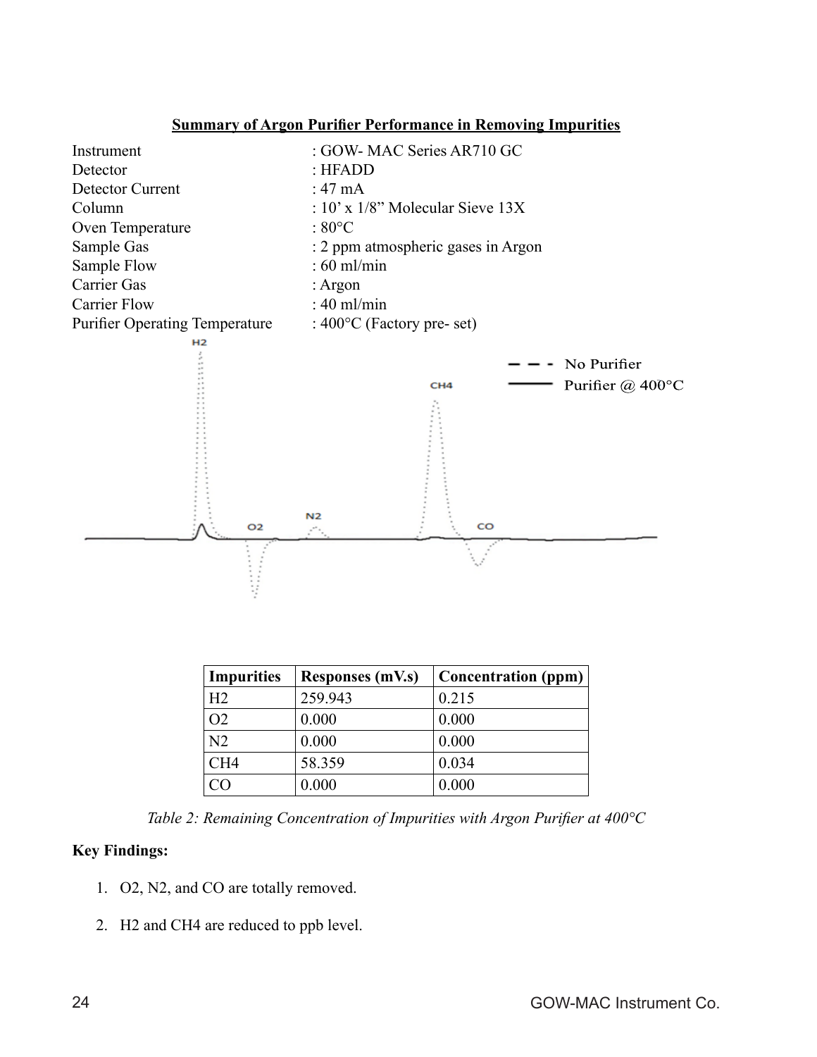**Summary of Argon Purifier Performance in Removing Impurities**

| | |
|---|---|
| Instrument | : GOW- MAC Series AR710 GC |
| Detector | : HFADD |
| Detector Current | : 47 mA |
| Column | : 10' x 1/8" Molecular Sieve 13X |
| Oven Temperature | : 80°C |
| Sample Gas | : 2 ppm atmospheric gases in Argon |
| Sample Flow | : 60 ml/min |
| Carrier Gas | : Argon |
| Carrier Flow | : 40 ml/min |
| Purifier Operating Temperature | : 400°C (Factory pre- set) |

H2

CH4

No Purifier

Purifier @ 400°C

O2

N2

CO

| Impurities | Responses (mV.s) | Concentration (ppm) |
|---|---|---|
| H2 | 259.943 | 0.215 |
| O2 | 0.000 | 0.000 |
| N2 | 0.000 | 0.000 |
| CH4 | 58.359 | 0.034 |
| CO | 0.000 | 0.000 |

*Table 2: Remaining Concentration of Impurities with Argon Purifier at 400°C*

**Key Findings:**

1. O2, N2, and CO are totally removed.
2. H2 and CH4 are reduced to ppb level.